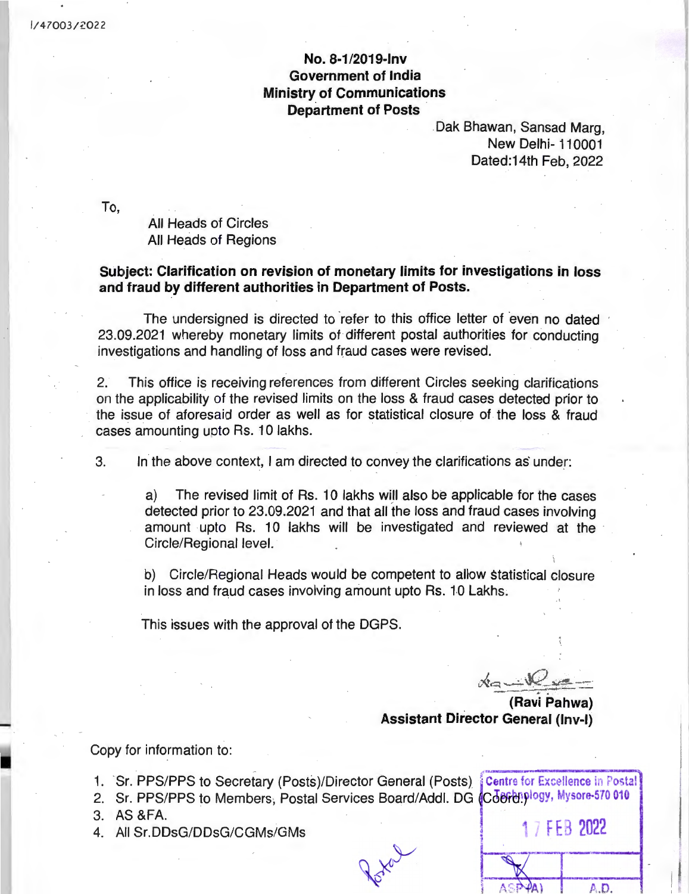I/47003/2022

**No. 8-1/2019-Inv**
**Government of India**
**Ministry of Communications**
**Department of Posts**

Dak Bhawan, Sansad Marg,
New Delhi- 110001
Dated:14th Feb, 2022

To,

All Heads of Circles
All Heads of Regions

**Subject: Clarification on revision of monetary limits for investigations in loss and fraud by different authorities in Department of Posts.**

The undersigned is directed to refer to this office letter of even no dated 23.09.2021 whereby monetary limits of different postal authorities for conducting investigations and handling of loss and fraud cases were revised.

2. This office is receiving references from different Circles seeking clarifications on the applicability of the revised limits on the loss & fraud cases detected prior to the issue of aforesaid order as well as for statistical closure of the loss & fraud cases amounting upto Rs. 10 lakhs.

3. In the above context, I am directed to convey the clarifications as under:

a) The revised limit of Rs. 10 lakhs will also be applicable for the cases detected prior to 23.09.2021 and that all the loss and fraud cases involving amount upto Rs. 10 lakhs will be investigated and reviewed at the Circle/Regional level.

b) Circle/Regional Heads would be competent to allow statistical closure in loss and fraud cases involving amount upto Rs. 10 Lakhs.

This issues with the approval of the DGPS.

**(Ravi Pahwa)**
**Assistant Director General (Inv-I)**

Copy for information to:

1. Sr. PPS/PPS to Secretary (Posts)/Director General (Posts)
2. Sr. PPS/PPS to Members, Postal Services Board/Addl. DG (Coord.)
3. AS &FA.
4. All Sr.DDsG/DDsG/CGMs/GMs

Centre for Excellence in Postal Technology, Mysore-570 010
17 FEB 2022
ASP(A) | A.D.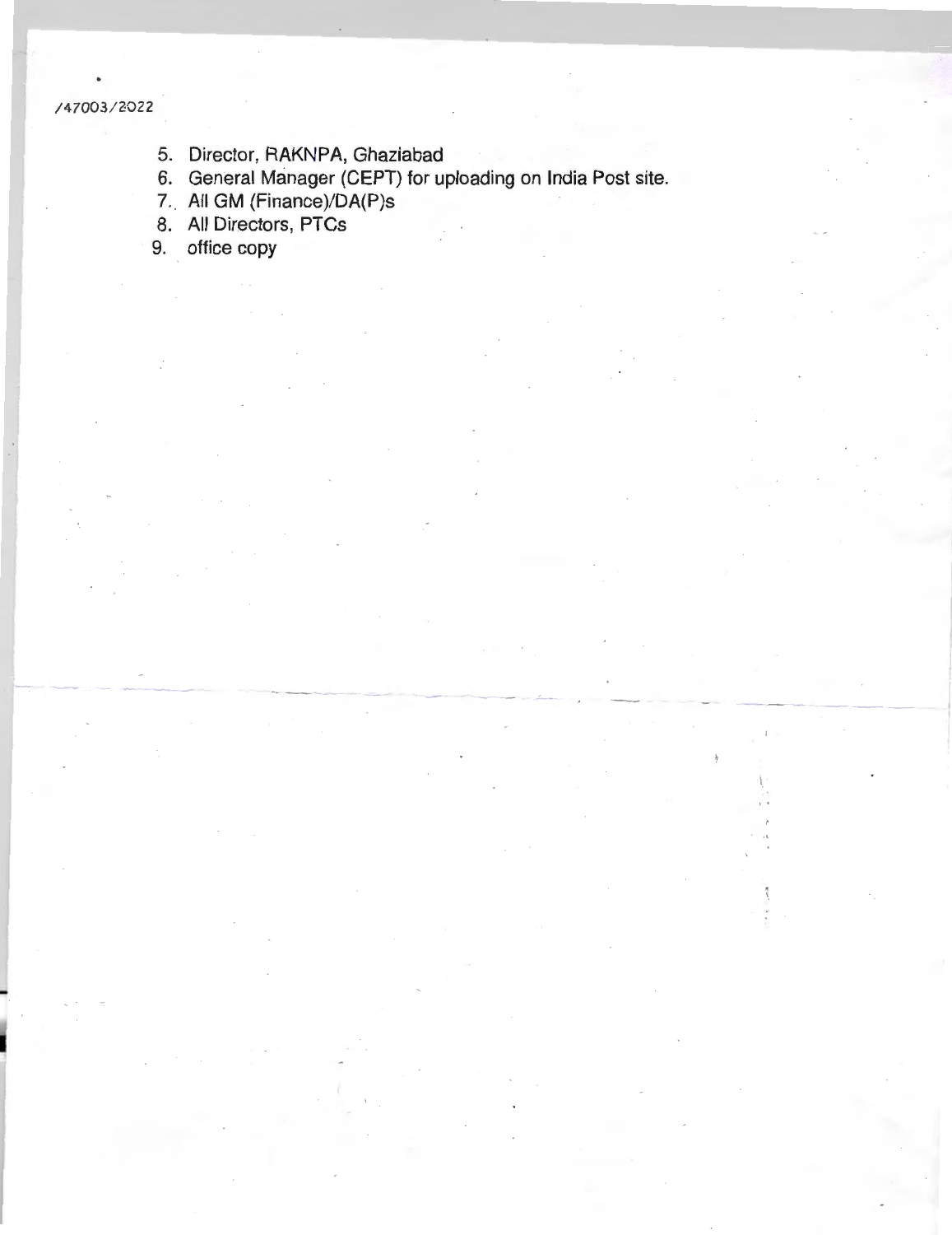/47003/2022

5. Director, RAKNPA, Ghaziabad
6. General Manager (CEPT) for uploading on India Post site.
7. All GM (Finance)/DA(P)s
8. All Directors, PTCs
9. office copy